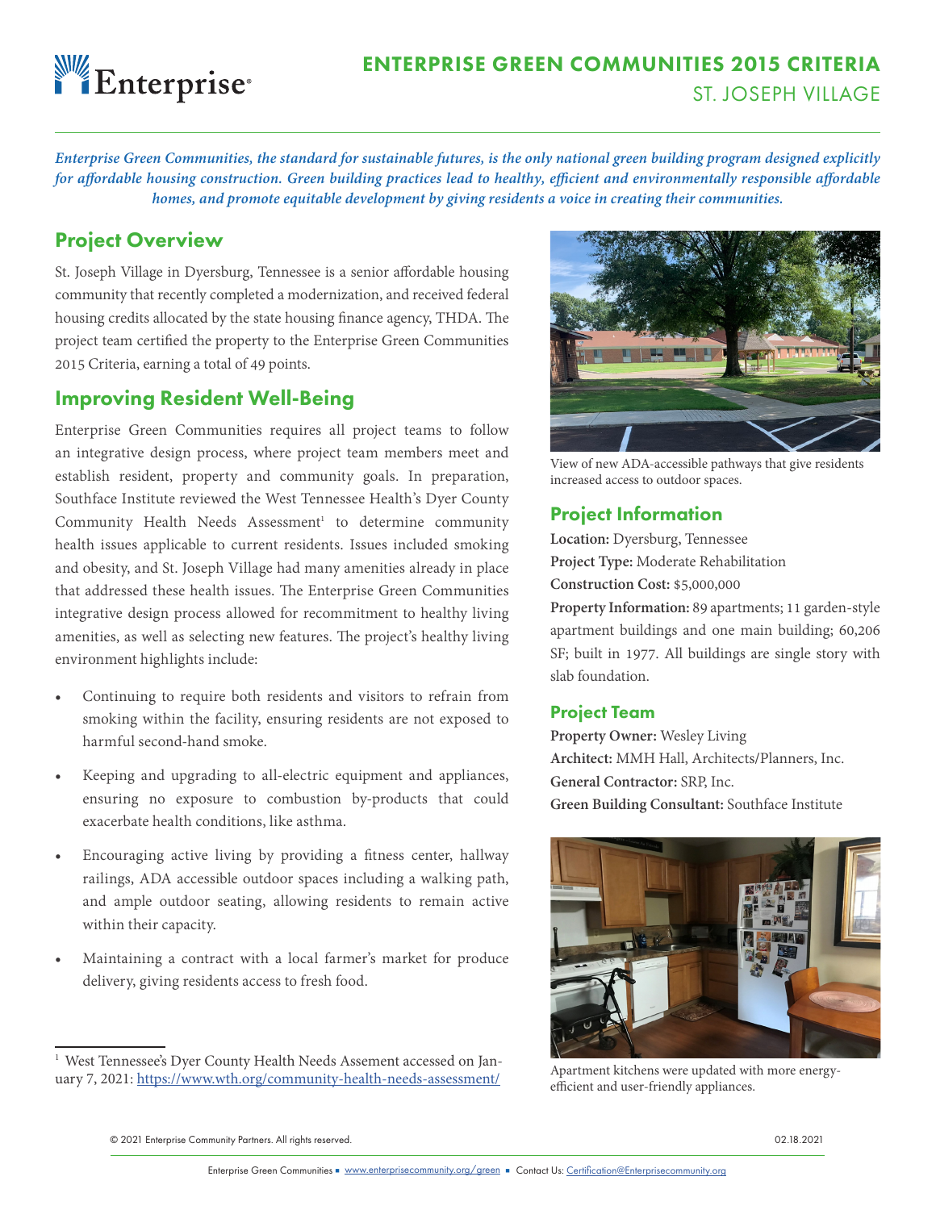# ENTERPRISE GREEN COMMUNITIES 2015 CRITERIA

## ST. JOSEPH VILLAGE

***Enterprise Green Communities, the standard for sustainable futures, is the only national green building program designed explicitly for affordable housing construction. Green building practices lead to healthy, efficient and environmentally responsible affordable homes, and promote equitable development by giving residents a voice in creating their communities.***

## Project Overview

St. Joseph Village in Dyersburg, Tennessee is a senior affordable housing community that recently completed a modernization, and received federal housing credits allocated by the state housing finance agency, THDA. The project team certified the property to the Enterprise Green Communities 2015 Criteria, earning a total of 49 points.

## Improving Resident Well-Being

Enterprise Green Communities requires all project teams to follow an integrative design process, where project team members meet and establish resident, property and community goals. In preparation, Southface Institute reviewed the West Tennessee Health's Dyer County Community Health Needs Assessment[1] to determine community health issues applicable to current residents. Issues included smoking and obesity, and St. Joseph Village had many amenities already in place that addressed these health issues. The Enterprise Green Communities integrative design process allowed for recommitment to healthy living amenities, as well as selecting new features. The project's healthy living environment highlights include:

- Continuing to require both residents and visitors to refrain from smoking within the facility, ensuring residents are not exposed to harmful second-hand smoke.
- Keeping and upgrading to all-electric equipment and appliances, ensuring no exposure to combustion by-products that could exacerbate health conditions, like asthma.
- Encouraging active living by providing a fitness center, hallway railings, ADA accessible outdoor spaces including a walking path, and ample outdoor seating, allowing residents to remain active within their capacity.
- Maintaining a contract with a local farmer's market for produce delivery, giving residents access to fresh food.

View of new ADA-accessible pathways that give residents increased access to outdoor spaces.

## Project Information

**Location:** Dyersburg, Tennessee
**Project Type:** Moderate Rehabilitation
**Construction Cost:** $5,000,000
**Property Information:** 89 apartments; 11 garden-style apartment buildings and one main building; 60,206 SF; built in 1977. All buildings are single story with slab foundation.

### Project Team

**Property Owner:** Wesley Living
**Architect:** MMH Hall, Architects/Planners, Inc.
**General Contractor:** SRP, Inc.
**Green Building Consultant:** Southface Institute

Apartment kitchens were updated with more energy-efficient and user-friendly appliances.

---

[1] West Tennessee's Dyer County Health Needs Assement accessed on January 7, 2021: https://www.wth.org/community-health-needs-assessment/

© 2021 Enterprise Community Partners. All rights reserved. 02.18.2021

Enterprise Green Communities ■ www.enterprisecommunity.org/green ■ Contact Us: Certification@Enterprisecommunity.org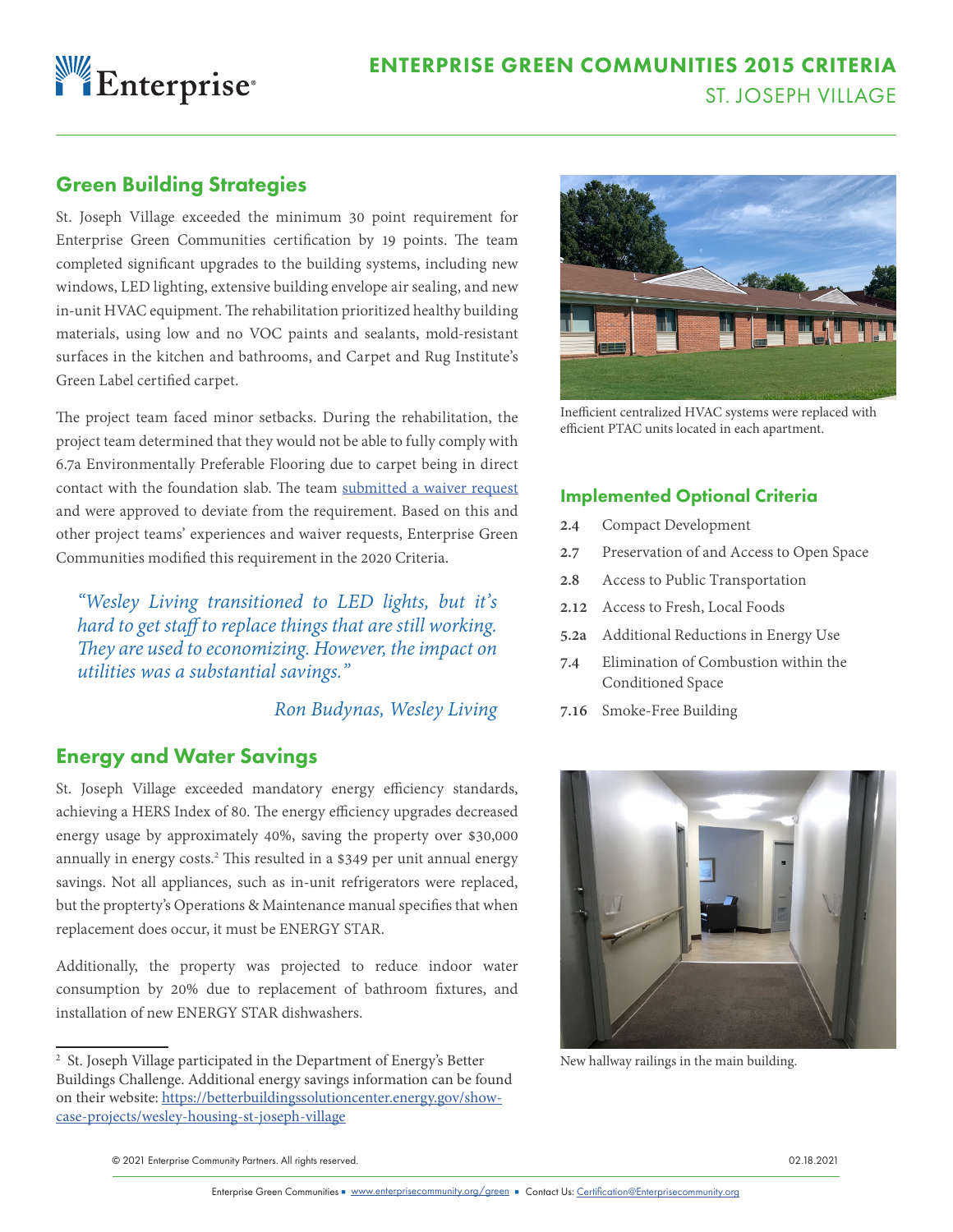# ENTERPRISE GREEN COMMUNITIES 2015 CRITERIA

## ST. JOSEPH VILLAGE

## Green Building Strategies

St. Joseph Village exceeded the minimum 30 point requirement for Enterprise Green Communities certification by 19 points. The team completed significant upgrades to the building systems, including new windows, LED lighting, extensive building envelope air sealing, and new in-unit HVAC equipment. The rehabilitation prioritized healthy building materials, using low and no VOC paints and sealants, mold-resistant surfaces in the kitchen and bathrooms, and Carpet and Rug Institute's Green Label certified carpet.

The project team faced minor setbacks. During the rehabilitation, the project team determined that they would not be able to fully comply with 6.7a Environmentally Preferable Flooring due to carpet being in direct contact with the foundation slab. The team submitted a waiver request and were approved to deviate from the requirement. Based on this and other project teams' experiences and waiver requests, Enterprise Green Communities modified this requirement in the 2020 Criteria.

> *"Wesley Living transitioned to LED lights, but it's hard to get staff to replace things that are still working. They are used to economizing. However, the impact on utilities was a substantial savings."*
>
> *Ron Budynas, Wesley Living*

## Energy and Water Savings

St. Joseph Village exceeded mandatory energy efficiency standards, achieving a HERS Index of 80. The energy efficiency upgrades decreased energy usage by approximately 40%, saving the property over \$30,000 annually in energy costs.[2] This resulted in a \$349 per unit annual energy savings. Not all appliances, such as in-unit refrigerators were replaced, but the propterty's Operations & Maintenance manual specifies that when replacement does occur, it must be ENERGY STAR.

Additionally, the property was projected to reduce indoor water consumption by 20% due to replacement of bathroom fixtures, and installation of new ENERGY STAR dishwashers.

[2] St. Joseph Village participated in the Department of Energy's Better Buildings Challenge. Additional energy savings information can be found on their website: https://betterbuildingssolutioncenter.energy.gov/showcase-projects/wesley-housing-st-joseph-village

Inefficient centralized HVAC systems were replaced with efficient PTAC units located in each apartment.

## Implemented Optional Criteria

- **2.4** Compact Development
- **2.7** Preservation of and Access to Open Space
- **2.8** Access to Public Transportation
- **2.12** Access to Fresh, Local Foods
- **5.2a** Additional Reductions in Energy Use
- **7.4** Elimination of Combustion within the Conditioned Space
- **7.16** Smoke-Free Building

New hallway railings in the main building.

© 2021 Enterprise Community Partners. All rights reserved. 02.18.2021

Enterprise Green Communities ▪ www.enterprisecommunity.org/green ▪ Contact Us: Certification@Enterprisecommunity.org